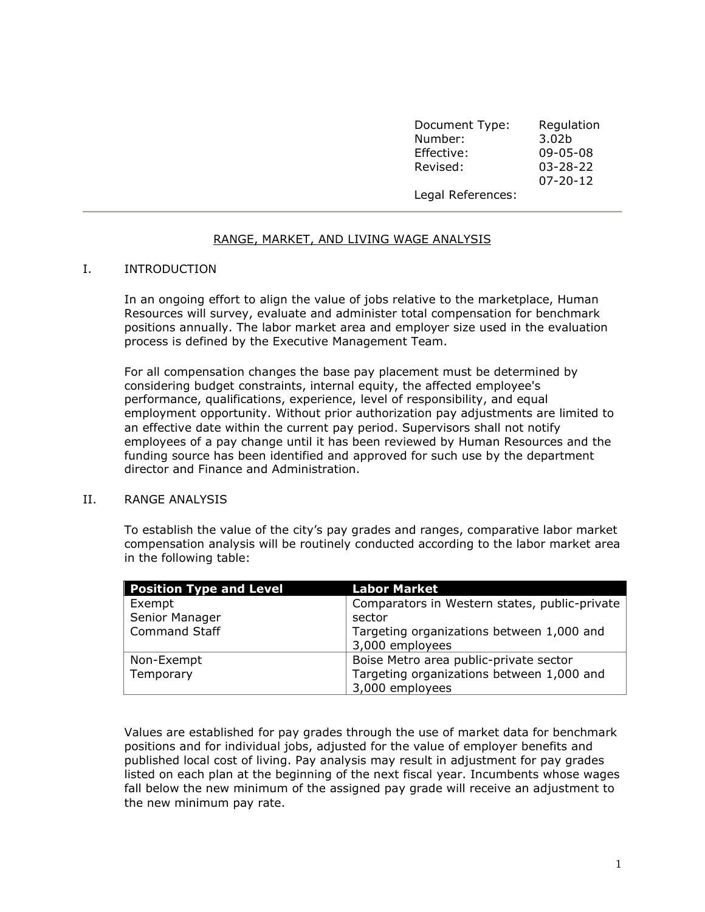| | |
|---|---|
| Document Type: | Regulation |
| Number: | 3.02b |
| Effective: | 09-05-08 |
| Revised: | 03-28-22 |
| | 07-20-12 |
| Legal References: | |

---

## RANGE, MARKET, AND LIVING WAGE ANALYSIS

### I. INTRODUCTION

In an ongoing effort to align the value of jobs relative to the marketplace, Human Resources will survey, evaluate and administer total compensation for benchmark positions annually. The labor market area and employer size used in the evaluation process is defined by the Executive Management Team.

For all compensation changes the base pay placement must be determined by considering budget constraints, internal equity, the affected employee's performance, qualifications, experience, level of responsibility, and equal employment opportunity. Without prior authorization pay adjustments are limited to an effective date within the current pay period. Supervisors shall not notify employees of a pay change until it has been reviewed by Human Resources and the funding source has been identified and approved for such use by the department director and Finance and Administration.

### II. RANGE ANALYSIS

To establish the value of the city's pay grades and ranges, comparative labor market compensation analysis will be routinely conducted according to the labor market area in the following table:

| Position Type and Level | Labor Market |
|---|---|
| Exempt<br>Senior Manager<br>Command Staff | Comparators in Western states, public-private sector<br>Targeting organizations between 1,000 and 3,000 employees |
| Non-Exempt<br>Temporary | Boise Metro area public-private sector<br>Targeting organizations between 1,000 and 3,000 employees |

Values are established for pay grades through the use of market data for benchmark positions and for individual jobs, adjusted for the value of employer benefits and published local cost of living. Pay analysis may result in adjustment for pay grades listed on each plan at the beginning of the next fiscal year. Incumbents whose wages fall below the new minimum of the assigned pay grade will receive an adjustment to the new minimum pay rate.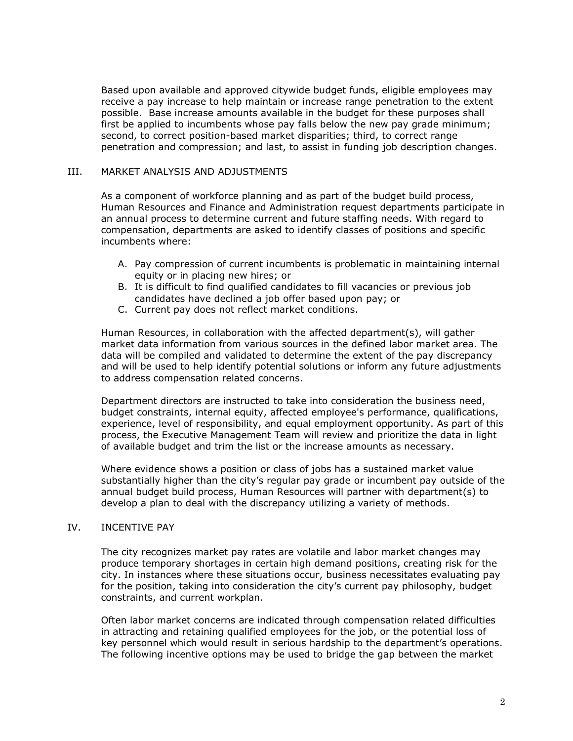Based upon available and approved citywide budget funds, eligible employees may receive a pay increase to help maintain or increase range penetration to the extent possible. Base increase amounts available in the budget for these purposes shall first be applied to incumbents whose pay falls below the new pay grade minimum; second, to correct position-based market disparities; third, to correct range penetration and compression; and last, to assist in funding job description changes.

## III. MARKET ANALYSIS AND ADJUSTMENTS

As a component of workforce planning and as part of the budget build process, Human Resources and Finance and Administration request departments participate in an annual process to determine current and future staffing needs. With regard to compensation, departments are asked to identify classes of positions and specific incumbents where:

A. Pay compression of current incumbents is problematic in maintaining internal equity or in placing new hires; or
B. It is difficult to find qualified candidates to fill vacancies or previous job candidates have declined a job offer based upon pay; or
C. Current pay does not reflect market conditions.

Human Resources, in collaboration with the affected department(s), will gather market data information from various sources in the defined labor market area. The data will be compiled and validated to determine the extent of the pay discrepancy and will be used to help identify potential solutions or inform any future adjustments to address compensation related concerns.

Department directors are instructed to take into consideration the business need, budget constraints, internal equity, affected employee's performance, qualifications, experience, level of responsibility, and equal employment opportunity. As part of this process, the Executive Management Team will review and prioritize the data in light of available budget and trim the list or the increase amounts as necessary.

Where evidence shows a position or class of jobs has a sustained market value substantially higher than the city's regular pay grade or incumbent pay outside of the annual budget build process, Human Resources will partner with department(s) to develop a plan to deal with the discrepancy utilizing a variety of methods.

## IV. INCENTIVE PAY

The city recognizes market pay rates are volatile and labor market changes may produce temporary shortages in certain high demand positions, creating risk for the city. In instances where these situations occur, business necessitates evaluating pay for the position, taking into consideration the city's current pay philosophy, budget constraints, and current workplan.

Often labor market concerns are indicated through compensation related difficulties in attracting and retaining qualified employees for the job, or the potential loss of key personnel which would result in serious hardship to the department's operations. The following incentive options may be used to bridge the gap between the market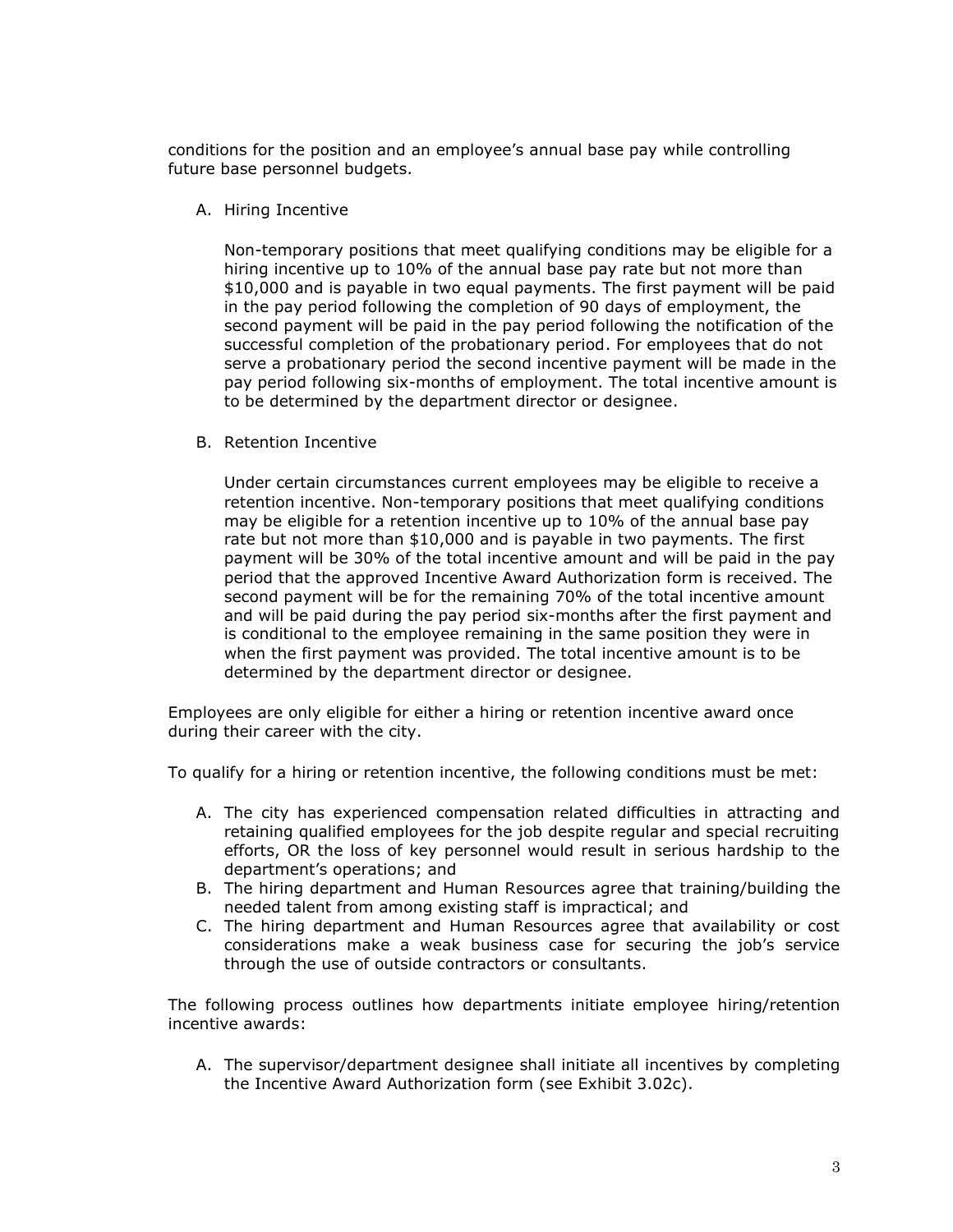conditions for the position and an employee's annual base pay while controlling future base personnel budgets.

A. Hiring Incentive

   Non-temporary positions that meet qualifying conditions may be eligible for a hiring incentive up to 10% of the annual base pay rate but not more than $10,000 and is payable in two equal payments. The first payment will be paid in the pay period following the completion of 90 days of employment, the second payment will be paid in the pay period following the notification of the successful completion of the probationary period. For employees that do not serve a probationary period the second incentive payment will be made in the pay period following six-months of employment. The total incentive amount is to be determined by the department director or designee.

B. Retention Incentive

   Under certain circumstances current employees may be eligible to receive a retention incentive. Non-temporary positions that meet qualifying conditions may be eligible for a retention incentive up to 10% of the annual base pay rate but not more than $10,000 and is payable in two payments. The first payment will be 30% of the total incentive amount and will be paid in the pay period that the approved Incentive Award Authorization form is received. The second payment will be for the remaining 70% of the total incentive amount and will be paid during the pay period six-months after the first payment and is conditional to the employee remaining in the same position they were in when the first payment was provided. The total incentive amount is to be determined by the department director or designee.

Employees are only eligible for either a hiring or retention incentive award once during their career with the city.

To qualify for a hiring or retention incentive, the following conditions must be met:

A. The city has experienced compensation related difficulties in attracting and retaining qualified employees for the job despite regular and special recruiting efforts, OR the loss of key personnel would result in serious hardship to the department's operations; and
B. The hiring department and Human Resources agree that training/building the needed talent from among existing staff is impractical; and
C. The hiring department and Human Resources agree that availability or cost considerations make a weak business case for securing the job's service through the use of outside contractors or consultants.

The following process outlines how departments initiate employee hiring/retention incentive awards:

A. The supervisor/department designee shall initiate all incentives by completing the Incentive Award Authorization form (see Exhibit 3.02c).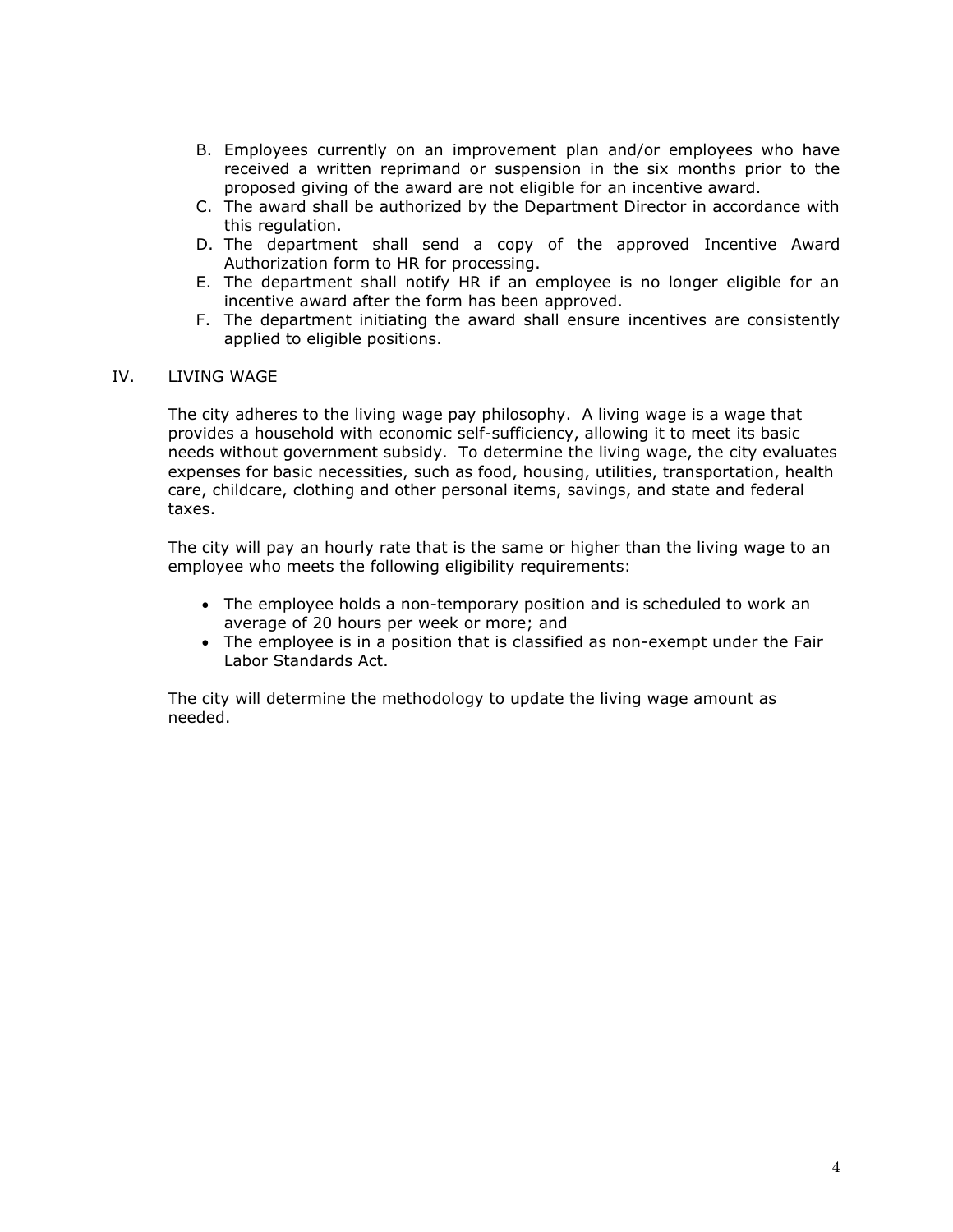B. Employees currently on an improvement plan and/or employees who have received a written reprimand or suspension in the six months prior to the proposed giving of the award are not eligible for an incentive award.
C. The award shall be authorized by the Department Director in accordance with this regulation.
D. The department shall send a copy of the approved Incentive Award Authorization form to HR for processing.
E. The department shall notify HR if an employee is no longer eligible for an incentive award after the form has been approved.
F. The department initiating the award shall ensure incentives are consistently applied to eligible positions.

## IV. LIVING WAGE

The city adheres to the living wage pay philosophy. A living wage is a wage that provides a household with economic self-sufficiency, allowing it to meet its basic needs without government subsidy. To determine the living wage, the city evaluates expenses for basic necessities, such as food, housing, utilities, transportation, health care, childcare, clothing and other personal items, savings, and state and federal taxes.

The city will pay an hourly rate that is the same or higher than the living wage to an employee who meets the following eligibility requirements:

- The employee holds a non-temporary position and is scheduled to work an average of 20 hours per week or more; and
- The employee is in a position that is classified as non-exempt under the Fair Labor Standards Act.

The city will determine the methodology to update the living wage amount as needed.